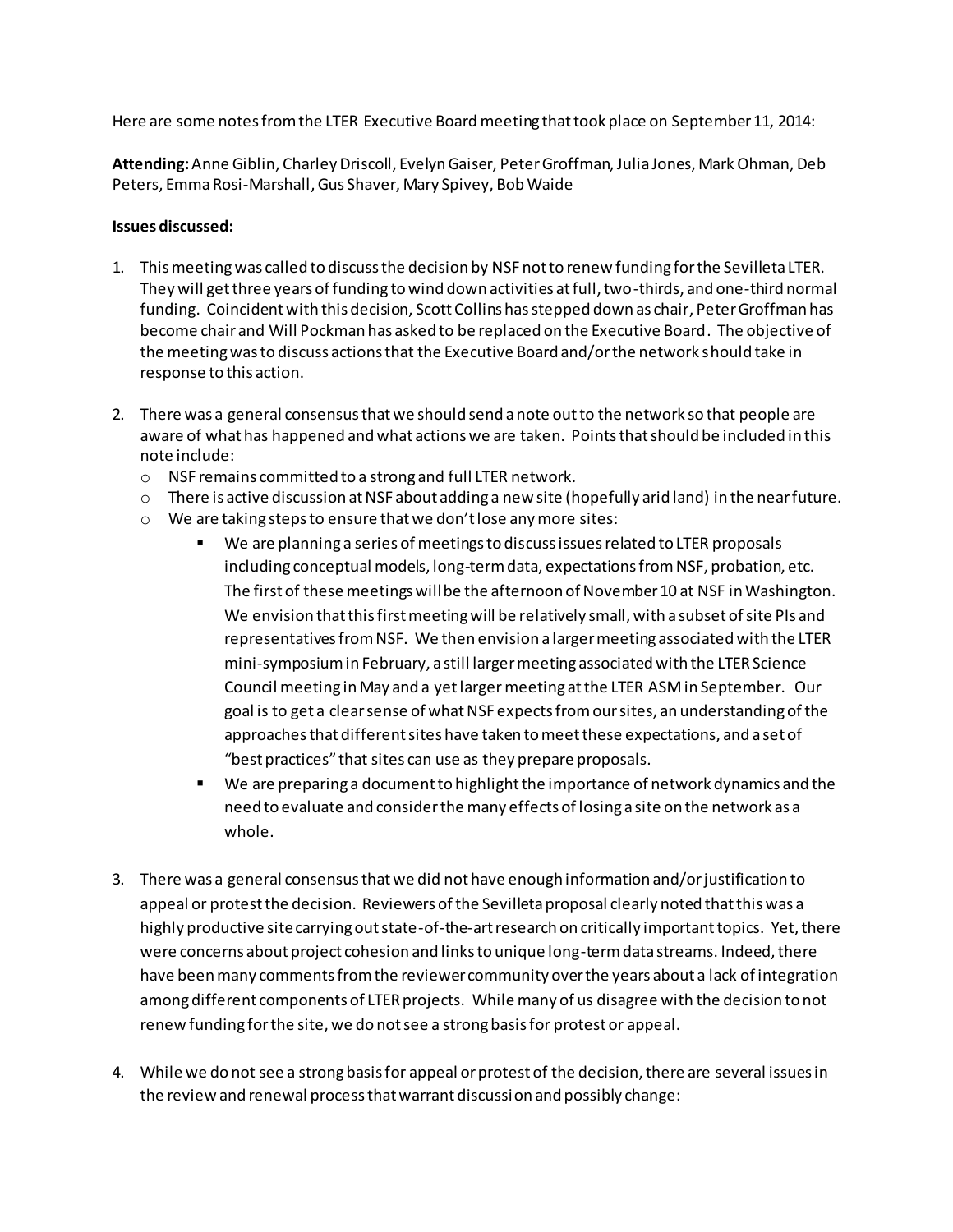Here are some notes from the LTER Executive Board meeting that took place on September 11, 2014:

**Attending:** Anne Giblin, Charley Driscoll, Evelyn Gaiser, Peter Groffman, Julia Jones, Mark Ohman, Deb Peters, Emma Rosi-Marshall, Gus Shaver, Mary Spivey, Bob Waide

**Issues discussed:**

1. This meeting was called to discuss the decision by NSF not to renew funding for the Sevilleta LTER. They will get three years of funding to wind down activities at full, two-thirds, and one-third normal funding. Coincident with this decision, Scott Collins has stepped down as chair, Peter Groffman has become chair and Will Pockman has asked to be replaced on the Executive Board. The objective of the meeting was to discuss actions that the Executive Board and/or the network should take in response to this action.

2. There was a general consensus that we should send a note out to the network so that people are aware of what has happened and what actions we are taken. Points that should be included in this note include:
    - NSF remains committed to a strong and full LTER network.
    - There is active discussion at NSF about adding a new site (hopefully arid land) in the near future.
    - We are taking steps to ensure that we don't lose any more sites:
        - We are planning a series of meetings to discuss issues related to LTER proposals including conceptual models, long-term data, expectations from NSF, probation, etc. The first of these meetings will be the afternoon of November 10 at NSF in Washington. We envision that this first meeting will be relatively small, with a subset of site PIs and representatives from NSF. We then envision a larger meeting associated with the LTER mini-symposium in February, a still larger meeting associated with the LTER Science Council meeting in May and a yet larger meeting at the LTER ASM in September. Our goal is to get a clear sense of what NSF expects from our sites, an understanding of the approaches that different sites have taken to meet these expectations, and a set of "best practices" that sites can use as they prepare proposals.
        - We are preparing a document to highlight the importance of network dynamics and the need to evaluate and consider the many effects of losing a site on the network as a whole.

3. There was a general consensus that we did not have enough information and/or justification to appeal or protest the decision. Reviewers of the Sevilleta proposal clearly noted that this was a highly productive site carrying out state-of-the-art research on critically important topics. Yet, there were concerns about project cohesion and links to unique long-term data streams. Indeed, there have been many comments from the reviewer community over the years about a lack of integration among different components of LTER projects. While many of us disagree with the decision to not renew funding for the site, we do not see a strong basis for protest or appeal.

4. While we do not see a strong basis for appeal or protest of the decision, there are several issues in the review and renewal process that warrant discussion and possibly change: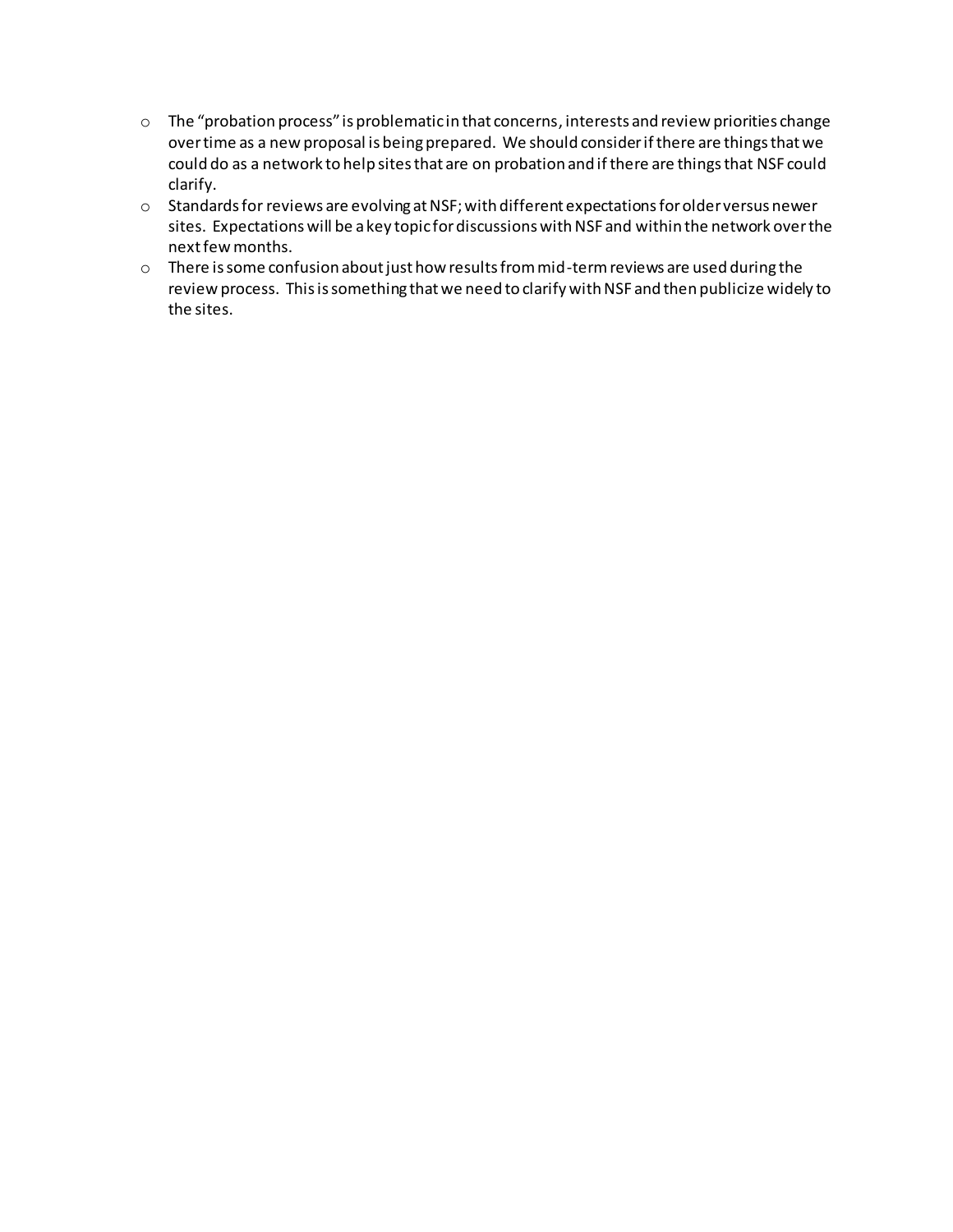- The "probation process" is problematic in that concerns, interests and review priorities change over time as a new proposal is being prepared. We should consider if there are things that we could do as a network to help sites that are on probation and if there are things that NSF could clarify.
- Standards for reviews are evolving at NSF; with different expectations for older versus newer sites. Expectations will be a key topic for discussions with NSF and within the network over the next few months.
- There is some confusion about just how results from mid-term reviews are used during the review process. This is something that we need to clarify with NSF and then publicize widely to the sites.